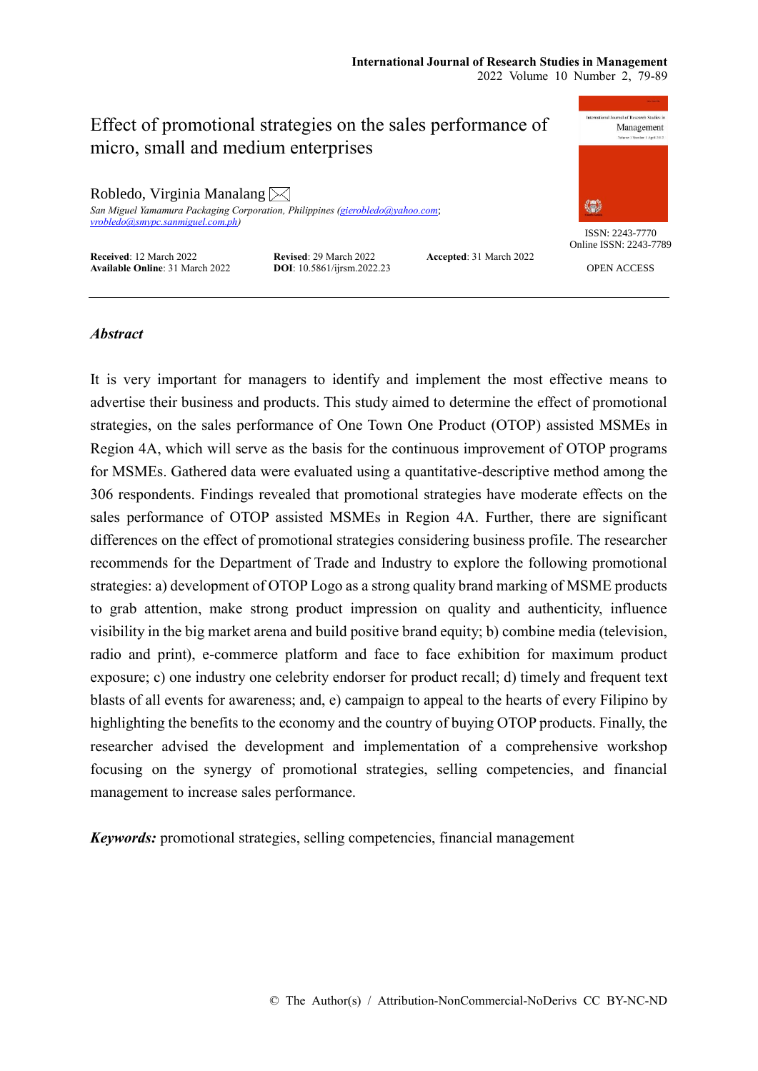# Effect of promotional strategies on the sales performance of micro, small and medium enterprises

Robledo, Virginia Manalang

*San Miguel Yamamura Packaging Corporation, Philippines (gierobledo@yahoo.com; vrobledo@smypc.sanmiguel.com.ph)*

**Received**: 12 March 2022 **Revised**: 29 March 2022 **Accepted**: 31 March 2022
**Available Online**: 31 March 2022 **DOI**: 10.5861/ijrsm.2022.23

ISSN: 2243-7770
Online ISSN: 2243-7789

OPEN ACCESS

## *Abstract*

It is very important for managers to identify and implement the most effective means to advertise their business and products. This study aimed to determine the effect of promotional strategies, on the sales performance of One Town One Product (OTOP) assisted MSMEs in Region 4A, which will serve as the basis for the continuous improvement of OTOP programs for MSMEs. Gathered data were evaluated using a quantitative-descriptive method among the 306 respondents. Findings revealed that promotional strategies have moderate effects on the sales performance of OTOP assisted MSMEs in Region 4A. Further, there are significant differences on the effect of promotional strategies considering business profile. The researcher recommends for the Department of Trade and Industry to explore the following promotional strategies: a) development of OTOP Logo as a strong quality brand marking of MSME products to grab attention, make strong product impression on quality and authenticity, influence visibility in the big market arena and build positive brand equity; b) combine media (television, radio and print), e-commerce platform and face to face exhibition for maximum product exposure; c) one industry one celebrity endorser for product recall; d) timely and frequent text blasts of all events for awareness; and, e) campaign to appeal to the hearts of every Filipino by highlighting the benefits to the economy and the country of buying OTOP products. Finally, the researcher advised the development and implementation of a comprehensive workshop focusing on the synergy of promotional strategies, selling competencies, and financial management to increase sales performance.

***Keywords:*** promotional strategies, selling competencies, financial management

© The Author(s) / Attribution-NonCommercial-NoDerivs CC BY-NC-ND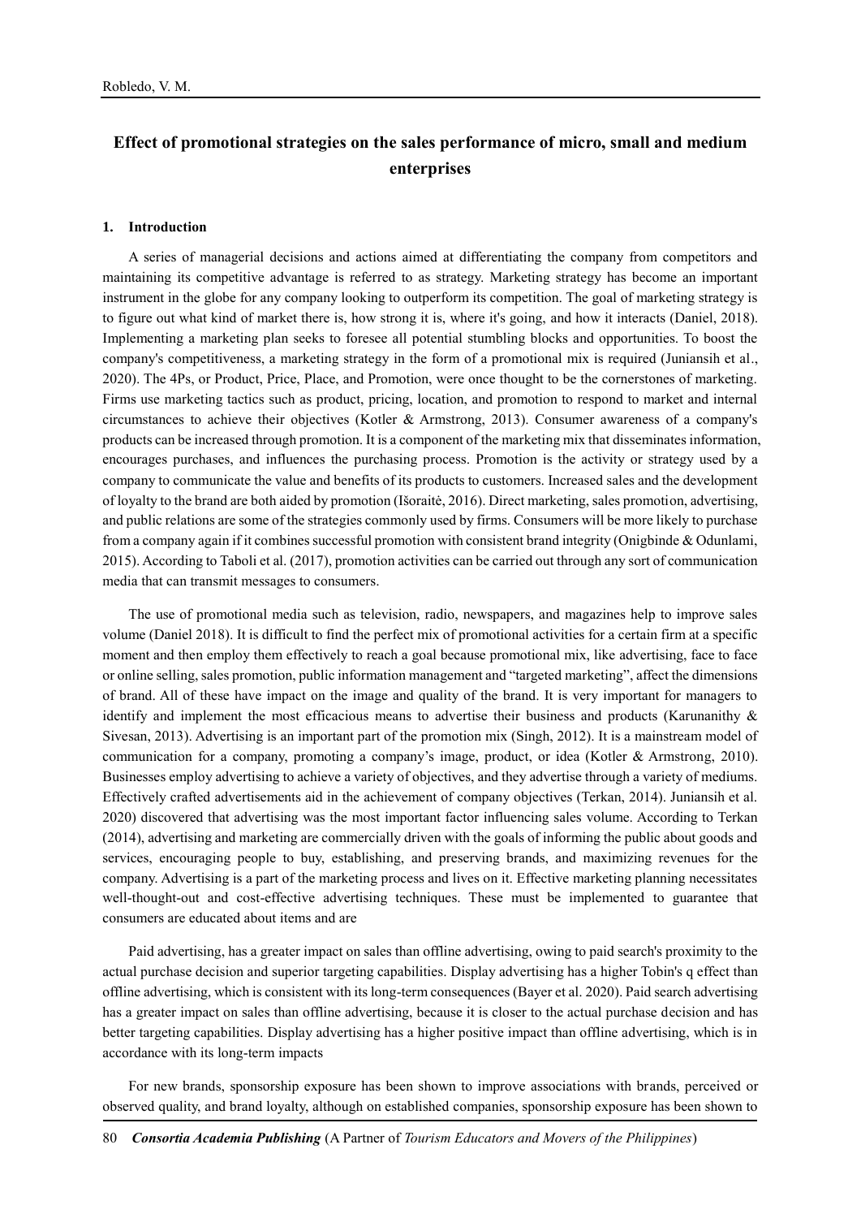# Effect of promotional strategies on the sales performance of micro, small and medium enterprises

## 1. Introduction

A series of managerial decisions and actions aimed at differentiating the company from competitors and maintaining its competitive advantage is referred to as strategy. Marketing strategy has become an important instrument in the globe for any company looking to outperform its competition. The goal of marketing strategy is to figure out what kind of market there is, how strong it is, where it's going, and how it interacts (Daniel, 2018). Implementing a marketing plan seeks to foresee all potential stumbling blocks and opportunities. To boost the company's competitiveness, a marketing strategy in the form of a promotional mix is required (Juniansih et al., 2020). The 4Ps, or Product, Price, Place, and Promotion, were once thought to be the cornerstones of marketing. Firms use marketing tactics such as product, pricing, location, and promotion to respond to market and internal circumstances to achieve their objectives (Kotler & Armstrong, 2013). Consumer awareness of a company's products can be increased through promotion. It is a component of the marketing mix that disseminates information, encourages purchases, and influences the purchasing process. Promotion is the activity or strategy used by a company to communicate the value and benefits of its products to customers. Increased sales and the development of loyalty to the brand are both aided by promotion (Išoraitė, 2016). Direct marketing, sales promotion, advertising, and public relations are some of the strategies commonly used by firms. Consumers will be more likely to purchase from a company again if it combines successful promotion with consistent brand integrity (Onigbinde & Odunlami, 2015). According to Taboli et al. (2017), promotion activities can be carried out through any sort of communication media that can transmit messages to consumers.

The use of promotional media such as television, radio, newspapers, and magazines help to improve sales volume (Daniel 2018). It is difficult to find the perfect mix of promotional activities for a certain firm at a specific moment and then employ them effectively to reach a goal because promotional mix, like advertising, face to face or online selling, sales promotion, public information management and "targeted marketing", affect the dimensions of brand. All of these have impact on the image and quality of the brand. It is very important for managers to identify and implement the most efficacious means to advertise their business and products (Karunanithy & Sivesan, 2013). Advertising is an important part of the promotion mix (Singh, 2012). It is a mainstream model of communication for a company, promoting a company's image, product, or idea (Kotler & Armstrong, 2010). Businesses employ advertising to achieve a variety of objectives, and they advertise through a variety of mediums. Effectively crafted advertisements aid in the achievement of company objectives (Terkan, 2014). Juniansih et al. 2020) discovered that advertising was the most important factor influencing sales volume. According to Terkan (2014), advertising and marketing are commercially driven with the goals of informing the public about goods and services, encouraging people to buy, establishing, and preserving brands, and maximizing revenues for the company. Advertising is a part of the marketing process and lives on it. Effective marketing planning necessitates well-thought-out and cost-effective advertising techniques. These must be implemented to guarantee that consumers are educated about items and are

Paid advertising, has a greater impact on sales than offline advertising, owing to paid search's proximity to the actual purchase decision and superior targeting capabilities. Display advertising has a higher Tobin's q effect than offline advertising, which is consistent with its long-term consequences (Bayer et al. 2020). Paid search advertising has a greater impact on sales than offline advertising, because it is closer to the actual purchase decision and has better targeting capabilities. Display advertising has a higher positive impact than offline advertising, which is in accordance with its long-term impacts

For new brands, sponsorship exposure has been shown to improve associations with brands, perceived or observed quality, and brand loyalty, although on established companies, sponsorship exposure has been shown to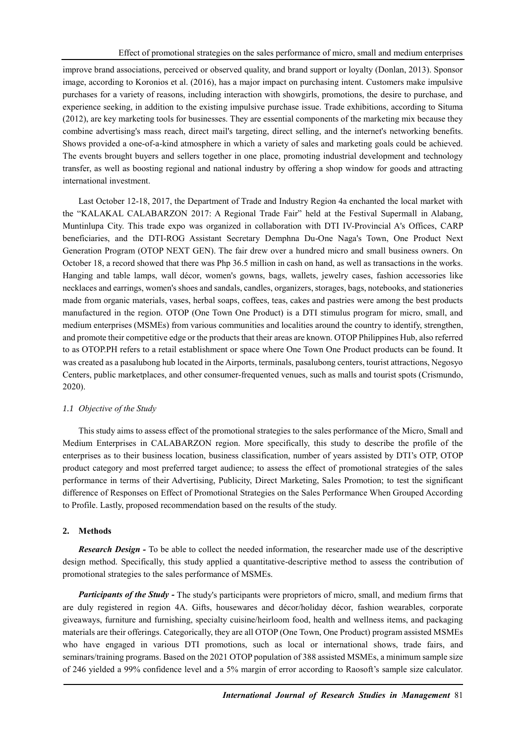improve brand associations, perceived or observed quality, and brand support or loyalty (Donlan, 2013). Sponsor image, according to Koronios et al. (2016), has a major impact on purchasing intent. Customers make impulsive purchases for a variety of reasons, including interaction with showgirls, promotions, the desire to purchase, and experience seeking, in addition to the existing impulsive purchase issue. Trade exhibitions, according to Situma (2012), are key marketing tools for businesses. They are essential components of the marketing mix because they combine advertising's mass reach, direct mail's targeting, direct selling, and the internet's networking benefits. Shows provided a one-of-a-kind atmosphere in which a variety of sales and marketing goals could be achieved. The events brought buyers and sellers together in one place, promoting industrial development and technology transfer, as well as boosting regional and national industry by offering a shop window for goods and attracting international investment.

Last October 12-18, 2017, the Department of Trade and Industry Region 4a enchanted the local market with the "KALAKAL CALABARZON 2017: A Regional Trade Fair" held at the Festival Supermall in Alabang, Muntinlupa City. This trade expo was organized in collaboration with DTI IV-Provincial A's Offices, CARP beneficiaries, and the DTI-ROG Assistant Secretary Demphna Du-One Naga's Town, One Product Next Generation Program (OTOP NEXT GEN). The fair drew over a hundred micro and small business owners. On October 18, a record showed that there was Php 36.5 million in cash on hand, as well as transactions in the works. Hanging and table lamps, wall décor, women's gowns, bags, wallets, jewelry cases, fashion accessories like necklaces and earrings, women's shoes and sandals, candles, organizers, storages, bags, notebooks, and stationeries made from organic materials, vases, herbal soaps, coffees, teas, cakes and pastries were among the best products manufactured in the region. OTOP (One Town One Product) is a DTI stimulus program for micro, small, and medium enterprises (MSMEs) from various communities and localities around the country to identify, strengthen, and promote their competitive edge or the products that their areas are known. OTOP Philippines Hub, also referred to as OTOP.PH refers to a retail establishment or space where One Town One Product products can be found. It was created as a pasalubong hub located in the Airports, terminals, pasalubong centers, tourist attractions, Negosyo Centers, public marketplaces, and other consumer-frequented venues, such as malls and tourist spots (Crismundo, 2020).

### *1.1 Objective of the Study*

This study aims to assess effect of the promotional strategies to the sales performance of the Micro, Small and Medium Enterprises in CALABARZON region. More specifically, this study to describe the profile of the enterprises as to their business location, business classification, number of years assisted by DTI's OTP, OTOP product category and most preferred target audience; to assess the effect of promotional strategies of the sales performance in terms of their Advertising, Publicity, Direct Marketing, Sales Promotion; to test the significant difference of Responses on Effect of Promotional Strategies on the Sales Performance When Grouped According to Profile. Lastly, proposed recommendation based on the results of the study.

## 2. Methods

***Research Design -*** To be able to collect the needed information, the researcher made use of the descriptive design method. Specifically, this study applied a quantitative-descriptive method to assess the contribution of promotional strategies to the sales performance of MSMEs.

***Participants of the Study -*** The study's participants were proprietors of micro, small, and medium firms that are duly registered in region 4A. Gifts, housewares and décor/holiday décor, fashion wearables, corporate giveaways, furniture and furnishing, specialty cuisine/heirloom food, health and wellness items, and packaging materials are their offerings. Categorically, they are all OTOP (One Town, One Product) program assisted MSMEs who have engaged in various DTI promotions, such as local or international shows, trade fairs, and seminars/training programs. Based on the 2021 OTOP population of 388 assisted MSMEs, a minimum sample size of 246 yielded a 99% confidence level and a 5% margin of error according to Raosoft's sample size calculator.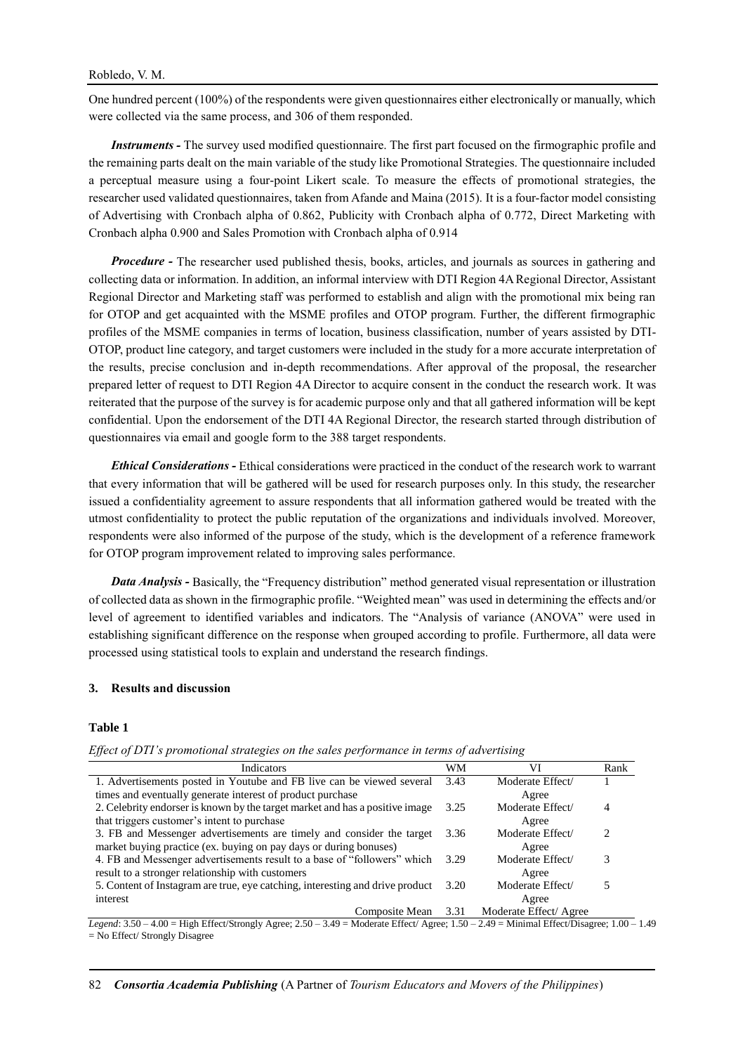One hundred percent (100%) of the respondents were given questionnaires either electronically or manually, which were collected via the same process, and 306 of them responded.

***Instruments -*** The survey used modified questionnaire. The first part focused on the firmographic profile and the remaining parts dealt on the main variable of the study like Promotional Strategies. The questionnaire included a perceptual measure using a four-point Likert scale. To measure the effects of promotional strategies, the researcher used validated questionnaires, taken from Afande and Maina (2015). It is a four-factor model consisting of Advertising with Cronbach alpha of 0.862, Publicity with Cronbach alpha of 0.772, Direct Marketing with Cronbach alpha 0.900 and Sales Promotion with Cronbach alpha of 0.914

***Procedure -*** The researcher used published thesis, books, articles, and journals as sources in gathering and collecting data or information. In addition, an informal interview with DTI Region 4A Regional Director, Assistant Regional Director and Marketing staff was performed to establish and align with the promotional mix being ran for OTOP and get acquainted with the MSME profiles and OTOP program. Further, the different firmographic profiles of the MSME companies in terms of location, business classification, number of years assisted by DTI-OTOP, product line category, and target customers were included in the study for a more accurate interpretation of the results, precise conclusion and in-depth recommendations. After approval of the proposal, the researcher prepared letter of request to DTI Region 4A Director to acquire consent in the conduct the research work. It was reiterated that the purpose of the survey is for academic purpose only and that all gathered information will be kept confidential. Upon the endorsement of the DTI 4A Regional Director, the research started through distribution of questionnaires via email and google form to the 388 target respondents.

***Ethical Considerations -*** Ethical considerations were practiced in the conduct of the research work to warrant that every information that will be gathered will be used for research purposes only. In this study, the researcher issued a confidentiality agreement to assure respondents that all information gathered would be treated with the utmost confidentiality to protect the public reputation of the organizations and individuals involved. Moreover, respondents were also informed of the purpose of the study, which is the development of a reference framework for OTOP program improvement related to improving sales performance.

***Data Analysis -*** Basically, the "Frequency distribution" method generated visual representation or illustration of collected data as shown in the firmographic profile. "Weighted mean" was used in determining the effects and/or level of agreement to identified variables and indicators. The "Analysis of variance (ANOVA" were used in establishing significant difference on the response when grouped according to profile. Furthermore, all data were processed using statistical tools to explain and understand the research findings.

## 3. Results and discussion

**Table 1**

*Effect of DTI's promotional strategies on the sales performance in terms of advertising*

| Indicators | WM | VI | Rank |
|---|---|---|---|
| 1. Advertisements posted in Youtube and FB live can be viewed several times and eventually generate interest of product purchase | 3.43 | Moderate Effect/ Agree | 1 |
| 2. Celebrity endorser is known by the target market and has a positive image that triggers customer's intent to purchase | 3.25 | Moderate Effect/ Agree | 4 |
| 3. FB and Messenger advertisements are timely and consider the target market buying practice (ex. buying on pay days or during bonuses) | 3.36 | Moderate Effect/ Agree | 2 |
| 4. FB and Messenger advertisements result to a base of "followers" which result to a stronger relationship with customers | 3.29 | Moderate Effect/ Agree | 3 |
| 5. Content of Instagram are true, eye catching, interesting and drive product interest | 3.20 | Moderate Effect/ Agree | 5 |
| Composite Mean | 3.31 | Moderate Effect/ Agree | |

*Legend*: 3.50 – 4.00 = High Effect/Strongly Agree; 2.50 – 3.49 = Moderate Effect/ Agree; 1.50 – 2.49 = Minimal Effect/Disagree; 1.00 – 1.49 = No Effect/ Strongly Disagree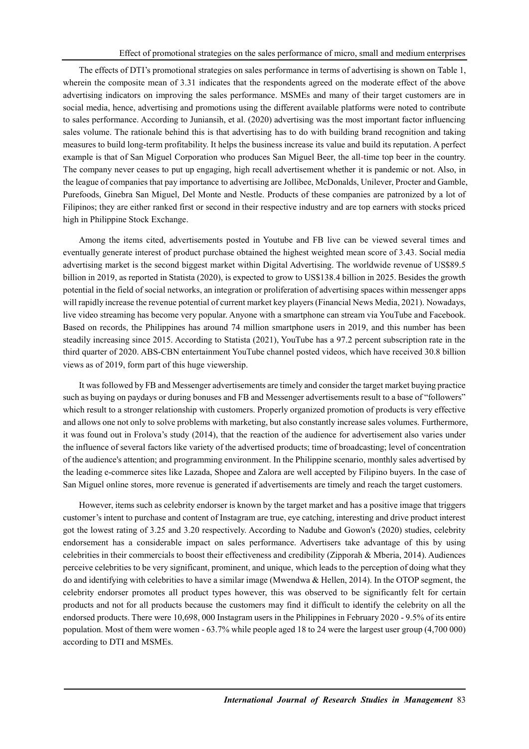The effects of DTI's promotional strategies on sales performance in terms of advertising is shown on Table 1, wherein the composite mean of 3.31 indicates that the respondents agreed on the moderate effect of the above advertising indicators on improving the sales performance. MSMEs and many of their target customers are in social media, hence, advertising and promotions using the different available platforms were noted to contribute to sales performance. According to Juniansih, et al. (2020) advertising was the most important factor influencing sales volume. The rationale behind this is that advertising has to do with building brand recognition and taking measures to build long-term profitability. It helps the business increase its value and build its reputation. A perfect example is that of San Miguel Corporation who produces San Miguel Beer, the all-time top beer in the country. The company never ceases to put up engaging, high recall advertisement whether it is pandemic or not. Also, in the league of companies that pay importance to advertising are Jollibee, McDonalds, Unilever, Procter and Gamble, Purefoods, Ginebra San Miguel, Del Monte and Nestle. Products of these companies are patronized by a lot of Filipinos; they are either ranked first or second in their respective industry and are top earners with stocks priced high in Philippine Stock Exchange.

Among the items cited, advertisements posted in Youtube and FB live can be viewed several times and eventually generate interest of product purchase obtained the highest weighted mean score of 3.43. Social media advertising market is the second biggest market within Digital Advertising. The worldwide revenue of US$89.5 billion in 2019, as reported in Statista (2020), is expected to grow to US$138.4 billion in 2025. Besides the growth potential in the field of social networks, an integration or proliferation of advertising spaces within messenger apps will rapidly increase the revenue potential of current market key players (Financial News Media, 2021). Nowadays, live video streaming has become very popular. Anyone with a smartphone can stream via YouTube and Facebook. Based on records, the Philippines has around 74 million smartphone users in 2019, and this number has been steadily increasing since 2015. According to Statista (2021), YouTube has a 97.2 percent subscription rate in the third quarter of 2020. ABS-CBN entertainment YouTube channel posted videos, which have received 30.8 billion views as of 2019, form part of this huge viewership.

It was followed by FB and Messenger advertisements are timely and consider the target market buying practice such as buying on paydays or during bonuses and FB and Messenger advertisements result to a base of "followers" which result to a stronger relationship with customers. Properly organized promotion of products is very effective and allows one not only to solve problems with marketing, but also constantly increase sales volumes. Furthermore, it was found out in Frolova's study (2014), that the reaction of the audience for advertisement also varies under the influence of several factors like variety of the advertised products; time of broadcasting; level of concentration of the audience's attention; and programming environment. In the Philippine scenario, monthly sales advertised by the leading e-commerce sites like Lazada, Shopee and Zalora are well accepted by Filipino buyers. In the case of San Miguel online stores, more revenue is generated if advertisements are timely and reach the target customers.

However, items such as celebrity endorser is known by the target market and has a positive image that triggers customer's intent to purchase and content of Instagram are true, eye catching, interesting and drive product interest got the lowest rating of 3.25 and 3.20 respectively. According to Nadube and Gowon's (2020) studies, celebrity endorsement has a considerable impact on sales performance. Advertisers take advantage of this by using celebrities in their commercials to boost their effectiveness and credibility (Zipporah & Mberia, 2014). Audiences perceive celebrities to be very significant, prominent, and unique, which leads to the perception of doing what they do and identifying with celebrities to have a similar image (Mwendwa & Hellen, 2014). In the OTOP segment, the celebrity endorser promotes all product types however, this was observed to be significantly felt for certain products and not for all products because the customers may find it difficult to identify the celebrity on all the endorsed products. There were 10,698, 000 Instagram users in the Philippines in February 2020 - 9.5% of its entire population. Most of them were women - 63.7% while people aged 18 to 24 were the largest user group (4,700 000) according to DTI and MSMEs.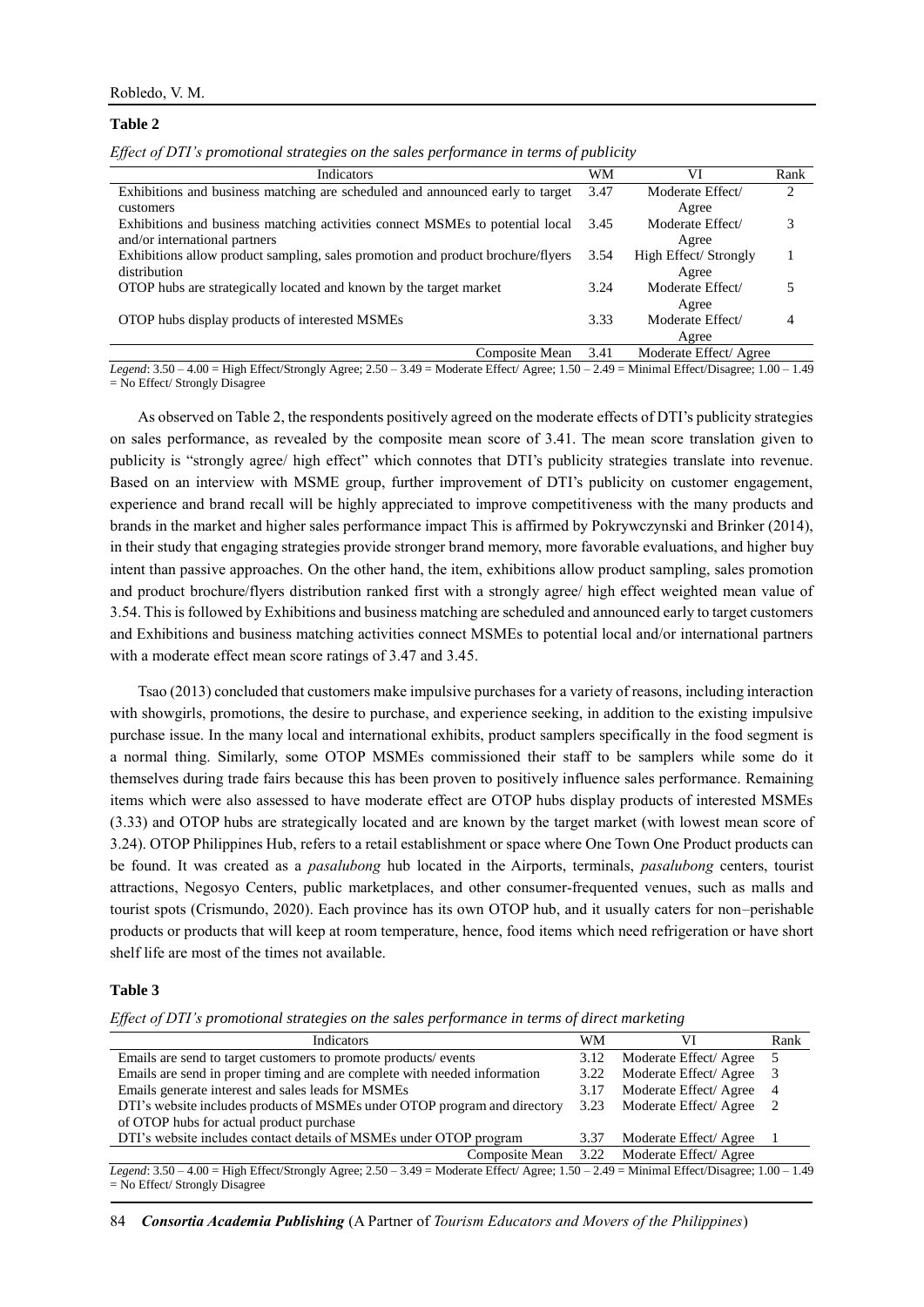**Table 2**

*Effect of DTI's promotional strategies on the sales performance in terms of publicity*

| Indicators | WM | VI | Rank |
|---|---|---|---|
| Exhibitions and business matching are scheduled and announced early to target customers | 3.47 | Moderate Effect/ Agree | 2 |
| Exhibitions and business matching activities connect MSMEs to potential local and/or international partners | 3.45 | Moderate Effect/ Agree | 3 |
| Exhibitions allow product sampling, sales promotion and product brochure/flyers distribution | 3.54 | High Effect/ Strongly Agree | 1 |
| OTOP hubs are strategically located and known by the target market | 3.24 | Moderate Effect/ Agree | 5 |
| OTOP hubs display products of interested MSMEs | 3.33 | Moderate Effect/ Agree | 4 |
| Composite Mean | 3.41 | Moderate Effect/ Agree | |

*Legend*: 3.50 – 4.00 = High Effect/Strongly Agree; 2.50 – 3.49 = Moderate Effect/ Agree; 1.50 – 2.49 = Minimal Effect/Disagree; 1.00 – 1.49 = No Effect/ Strongly Disagree

As observed on Table 2, the respondents positively agreed on the moderate effects of DTI's publicity strategies on sales performance, as revealed by the composite mean score of 3.41. The mean score translation given to publicity is "strongly agree/ high effect" which connotes that DTI's publicity strategies translate into revenue. Based on an interview with MSME group, further improvement of DTI's publicity on customer engagement, experience and brand recall will be highly appreciated to improve competitiveness with the many products and brands in the market and higher sales performance impact This is affirmed by Pokrywczynski and Brinker (2014), in their study that engaging strategies provide stronger brand memory, more favorable evaluations, and higher buy intent than passive approaches. On the other hand, the item, exhibitions allow product sampling, sales promotion and product brochure/flyers distribution ranked first with a strongly agree/ high effect weighted mean value of 3.54. This is followed by Exhibitions and business matching are scheduled and announced early to target customers and Exhibitions and business matching activities connect MSMEs to potential local and/or international partners with a moderate effect mean score ratings of 3.47 and 3.45.

Tsao (2013) concluded that customers make impulsive purchases for a variety of reasons, including interaction with showgirls, promotions, the desire to purchase, and experience seeking, in addition to the existing impulsive purchase issue. In the many local and international exhibits, product samplers specifically in the food segment is a normal thing. Similarly, some OTOP MSMEs commissioned their staff to be samplers while some do it themselves during trade fairs because this has been proven to positively influence sales performance. Remaining items which were also assessed to have moderate effect are OTOP hubs display products of interested MSMEs (3.33) and OTOP hubs are strategically located and are known by the target market (with lowest mean score of 3.24). OTOP Philippines Hub, refers to a retail establishment or space where One Town One Product products can be found. It was created as a *pasalubong* hub located in the Airports, terminals, *pasalubong* centers, tourist attractions, Negosyo Centers, public marketplaces, and other consumer-frequented venues, such as malls and tourist spots (Crismundo, 2020). Each province has its own OTOP hub, and it usually caters for non–perishable products or products that will keep at room temperature, hence, food items which need refrigeration or have short shelf life are most of the times not available.

**Table 3**

*Effect of DTI's promotional strategies on the sales performance in terms of direct marketing*

| Indicators | WM | VI | Rank |
|---|---|---|---|
| Emails are send to target customers to promote products/ events | 3.12 | Moderate Effect/ Agree | 5 |
| Emails are send in proper timing and are complete with needed information | 3.22 | Moderate Effect/ Agree | 3 |
| Emails generate interest and sales leads for MSMEs | 3.17 | Moderate Effect/ Agree | 4 |
| DTI's website includes products of MSMEs under OTOP program and directory of OTOP hubs for actual product purchase | 3.23 | Moderate Effect/ Agree | 2 |
| DTI's website includes contact details of MSMEs under OTOP program | 3.37 | Moderate Effect/ Agree | 1 |
| Composite Mean | 3.22 | Moderate Effect/ Agree | |

*Legend*: 3.50 – 4.00 = High Effect/Strongly Agree; 2.50 – 3.49 = Moderate Effect/ Agree; 1.50 – 2.49 = Minimal Effect/Disagree; 1.00 – 1.49 = No Effect/ Strongly Disagree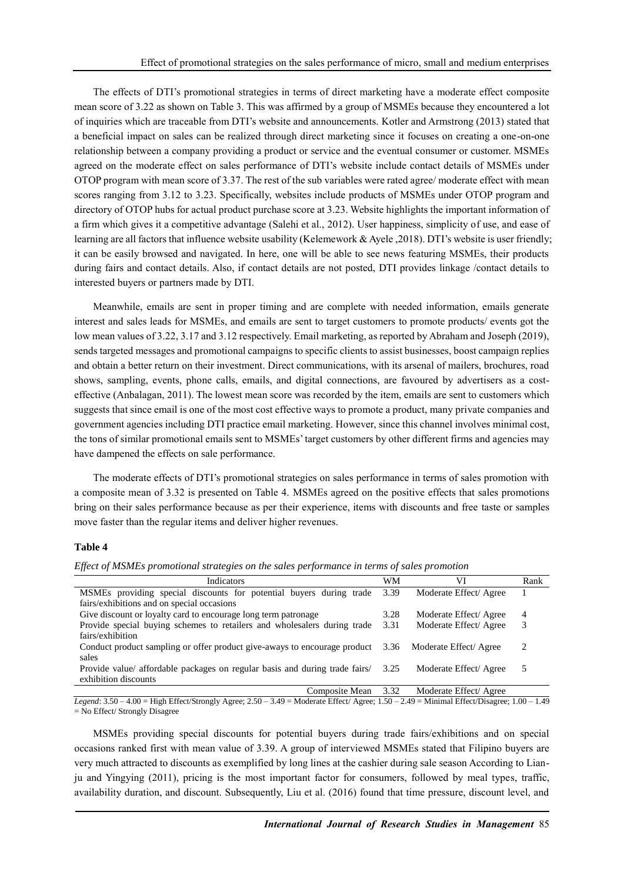The effects of DTI's promotional strategies in terms of direct marketing have a moderate effect composite mean score of 3.22 as shown on Table 3. This was affirmed by a group of MSMEs because they encountered a lot of inquiries which are traceable from DTI's website and announcements. Kotler and Armstrong (2013) stated that a beneficial impact on sales can be realized through direct marketing since it focuses on creating a one-on-one relationship between a company providing a product or service and the eventual consumer or customer. MSMEs agreed on the moderate effect on sales performance of DTI's website include contact details of MSMEs under OTOP program with mean score of 3.37. The rest of the sub variables were rated agree/ moderate effect with mean scores ranging from 3.12 to 3.23. Specifically, websites include products of MSMEs under OTOP program and directory of OTOP hubs for actual product purchase score at 3.23. Website highlights the important information of a firm which gives it a competitive advantage (Salehi et al., 2012). User happiness, simplicity of use, and ease of learning are all factors that influence website usability (Kelemework & Ayele ,2018). DTI's website is user friendly; it can be easily browsed and navigated. In here, one will be able to see news featuring MSMEs, their products during fairs and contact details. Also, if contact details are not posted, DTI provides linkage /contact details to interested buyers or partners made by DTI.

Meanwhile, emails are sent in proper timing and are complete with needed information, emails generate interest and sales leads for MSMEs, and emails are sent to target customers to promote products/ events got the low mean values of 3.22, 3.17 and 3.12 respectively. Email marketing, as reported by Abraham and Joseph (2019), sends targeted messages and promotional campaigns to specific clients to assist businesses, boost campaign replies and obtain a better return on their investment. Direct communications, with its arsenal of mailers, brochures, road shows, sampling, events, phone calls, emails, and digital connections, are favoured by advertisers as a cost-effective (Anbalagan, 2011). The lowest mean score was recorded by the item, emails are sent to customers which suggests that since email is one of the most cost effective ways to promote a product, many private companies and government agencies including DTI practice email marketing. However, since this channel involves minimal cost, the tons of similar promotional emails sent to MSMEs' target customers by other different firms and agencies may have dampened the effects on sale performance.

The moderate effects of DTI's promotional strategies on sales performance in terms of sales promotion with a composite mean of 3.32 is presented on Table 4. MSMEs agreed on the positive effects that sales promotions bring on their sales performance because as per their experience, items with discounts and free taste or samples move faster than the regular items and deliver higher revenues.

**Table 4**

*Effect of MSMEs promotional strategies on the sales performance in terms of sales promotion*

| Indicators | WM | VI | Rank |
|---|---|---|---|
| MSMEs providing special discounts for potential buyers during trade fairs/exhibitions and on special occasions | 3.39 | Moderate Effect/ Agree | 1 |
| Give discount or loyalty card to encourage long term patronage | 3.28 | Moderate Effect/ Agree | 4 |
| Provide special buying schemes to retailers and wholesalers during trade fairs/exhibition | 3.31 | Moderate Effect/ Agree | 3 |
| Conduct product sampling or offer product give-aways to encourage product sales | 3.36 | Moderate Effect/ Agree | 2 |
| Provide value/ affordable packages on regular basis and during trade fairs/ exhibition discounts | 3.25 | Moderate Effect/ Agree | 5 |
| Composite Mean | 3.32 | Moderate Effect/ Agree | |

*Legend*: 3.50 – 4.00 = High Effect/Strongly Agree; 2.50 – 3.49 = Moderate Effect/ Agree; 1.50 – 2.49 = Minimal Effect/Disagree; 1.00 – 1.49 = No Effect/ Strongly Disagree

MSMEs providing special discounts for potential buyers during trade fairs/exhibitions and on special occasions ranked first with mean value of 3.39. A group of interviewed MSMEs stated that Filipino buyers are very much attracted to discounts as exemplified by long lines at the cashier during sale season According to Lian-ju and Yingying (2011), pricing is the most important factor for consumers, followed by meal types, traffic, availability duration, and discount. Subsequently, Liu et al. (2016) found that time pressure, discount level, and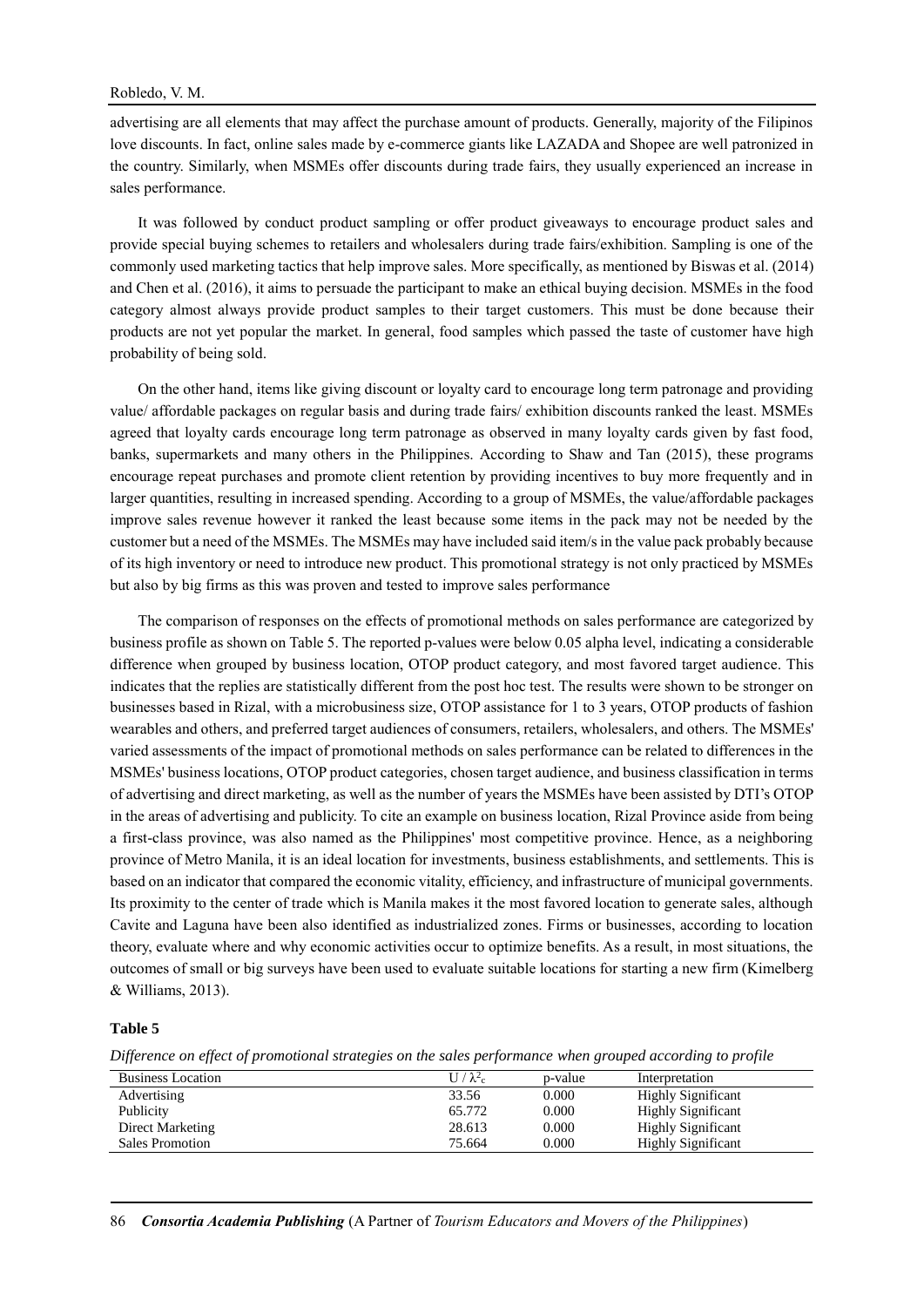advertising are all elements that may affect the purchase amount of products. Generally, majority of the Filipinos love discounts. In fact, online sales made by e-commerce giants like LAZADA and Shopee are well patronized in the country. Similarly, when MSMEs offer discounts during trade fairs, they usually experienced an increase in sales performance.

It was followed by conduct product sampling or offer product giveaways to encourage product sales and provide special buying schemes to retailers and wholesalers during trade fairs/exhibition. Sampling is one of the commonly used marketing tactics that help improve sales. More specifically, as mentioned by Biswas et al. (2014) and Chen et al. (2016), it aims to persuade the participant to make an ethical buying decision. MSMEs in the food category almost always provide product samples to their target customers. This must be done because their products are not yet popular the market. In general, food samples which passed the taste of customer have high probability of being sold.

On the other hand, items like giving discount or loyalty card to encourage long term patronage and providing value/ affordable packages on regular basis and during trade fairs/ exhibition discounts ranked the least. MSMEs agreed that loyalty cards encourage long term patronage as observed in many loyalty cards given by fast food, banks, supermarkets and many others in the Philippines. According to Shaw and Tan (2015), these programs encourage repeat purchases and promote client retention by providing incentives to buy more frequently and in larger quantities, resulting in increased spending. According to a group of MSMEs, the value/affordable packages improve sales revenue however it ranked the least because some items in the pack may not be needed by the customer but a need of the MSMEs. The MSMEs may have included said item/s in the value pack probably because of its high inventory or need to introduce new product. This promotional strategy is not only practiced by MSMEs but also by big firms as this was proven and tested to improve sales performance

The comparison of responses on the effects of promotional methods on sales performance are categorized by business profile as shown on Table 5. The reported p-values were below 0.05 alpha level, indicating a considerable difference when grouped by business location, OTOP product category, and most favored target audience. This indicates that the replies are statistically different from the post hoc test. The results were shown to be stronger on businesses based in Rizal, with a microbusiness size, OTOP assistance for 1 to 3 years, OTOP products of fashion wearables and others, and preferred target audiences of consumers, retailers, wholesalers, and others. The MSMEs' varied assessments of the impact of promotional methods on sales performance can be related to differences in the MSMEs' business locations, OTOP product categories, chosen target audience, and business classification in terms of advertising and direct marketing, as well as the number of years the MSMEs have been assisted by DTI's OTOP in the areas of advertising and publicity. To cite an example on business location, Rizal Province aside from being a first-class province, was also named as the Philippines' most competitive province. Hence, as a neighboring province of Metro Manila, it is an ideal location for investments, business establishments, and settlements. This is based on an indicator that compared the economic vitality, efficiency, and infrastructure of municipal governments. Its proximity to the center of trade which is Manila makes it the most favored location to generate sales, although Cavite and Laguna have been also identified as industrialized zones. Firms or businesses, according to location theory, evaluate where and why economic activities occur to optimize benefits. As a result, in most situations, the outcomes of small or big surveys have been used to evaluate suitable locations for starting a new firm (Kimelberg & Williams, 2013).

**Table 5**

*Difference on effect of promotional strategies on the sales performance when grouped according to profile*

| Business Location | $U / \lambda^2_c$ | p-value | Interpretation |
|---|---|---|---|
| Advertising | 33.56 | 0.000 | Highly Significant |
| Publicity | 65.772 | 0.000 | Highly Significant |
| Direct Marketing | 28.613 | 0.000 | Highly Significant |
| Sales Promotion | 75.664 | 0.000 | Highly Significant |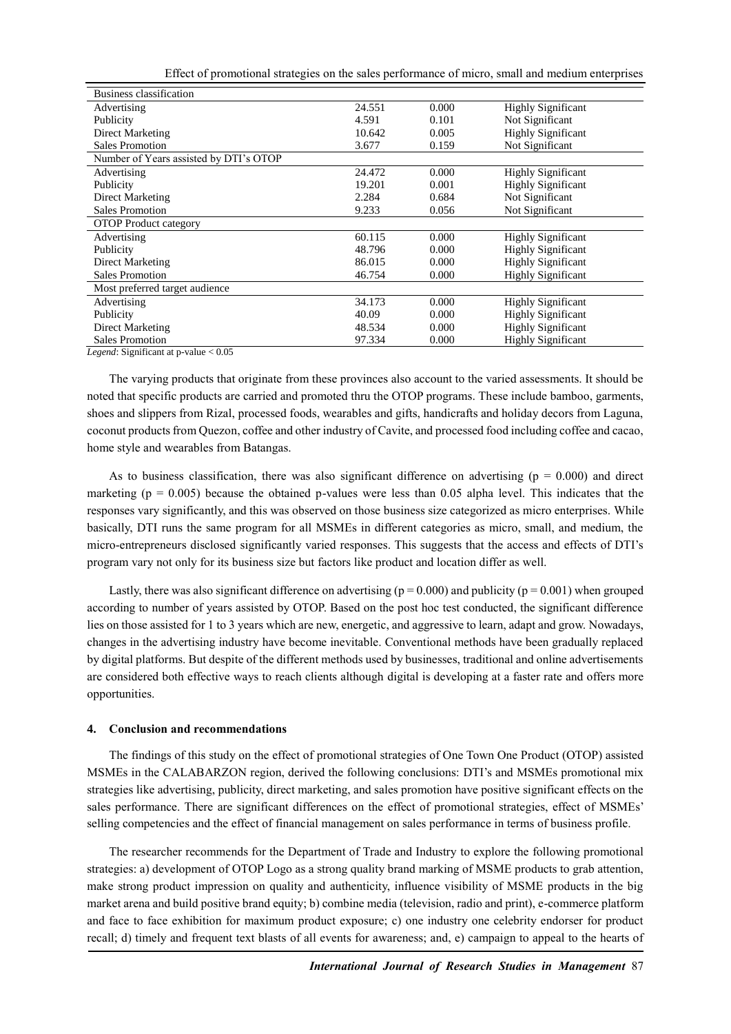| Business classification | | | |
|---|---|---|---|
| Advertising | 24.551 | 0.000 | Highly Significant |
| Publicity | 4.591 | 0.101 | Not Significant |
| Direct Marketing | 10.642 | 0.005 | Highly Significant |
| Sales Promotion | 3.677 | 0.159 | Not Significant |
| Number of Years assisted by DTI's OTOP | | | |
| Advertising | 24.472 | 0.000 | Highly Significant |
| Publicity | 19.201 | 0.001 | Highly Significant |
| Direct Marketing | 2.284 | 0.684 | Not Significant |
| Sales Promotion | 9.233 | 0.056 | Not Significant |
| OTOP Product category | | | |
| Advertising | 60.115 | 0.000 | Highly Significant |
| Publicity | 48.796 | 0.000 | Highly Significant |
| Direct Marketing | 86.015 | 0.000 | Highly Significant |
| Sales Promotion | 46.754 | 0.000 | Highly Significant |
| Most preferred target audience | | | |
| Advertising | 34.173 | 0.000 | Highly Significant |
| Publicity | 40.09 | 0.000 | Highly Significant |
| Direct Marketing | 48.534 | 0.000 | Highly Significant |
| Sales Promotion | 97.334 | 0.000 | Highly Significant |

*Legend*: Significant at p-value < 0.05

The varying products that originate from these provinces also account to the varied assessments. It should be noted that specific products are carried and promoted thru the OTOP programs. These include bamboo, garments, shoes and slippers from Rizal, processed foods, wearables and gifts, handicrafts and holiday decors from Laguna, coconut products from Quezon, coffee and other industry of Cavite, and processed food including coffee and cacao, home style and wearables from Batangas.

As to business classification, there was also significant difference on advertising ($p = 0.000$) and direct marketing ($p = 0.005$) because the obtained p-values were less than 0.05 alpha level. This indicates that the responses vary significantly, and this was observed on those business size categorized as micro enterprises. While basically, DTI runs the same program for all MSMEs in different categories as micro, small, and medium, the micro-entrepreneurs disclosed significantly varied responses. This suggests that the access and effects of DTI's program vary not only for its business size but factors like product and location differ as well.

Lastly, there was also significant difference on advertising ($p = 0.000$) and publicity ($p = 0.001$) when grouped according to number of years assisted by OTOP. Based on the post hoc test conducted, the significant difference lies on those assisted for 1 to 3 years which are new, energetic, and aggressive to learn, adapt and grow. Nowadays, changes in the advertising industry have become inevitable. Conventional methods have been gradually replaced by digital platforms. But despite of the different methods used by businesses, traditional and online advertisements are considered both effective ways to reach clients although digital is developing at a faster rate and offers more opportunities.

## 4. Conclusion and recommendations

The findings of this study on the effect of promotional strategies of One Town One Product (OTOP) assisted MSMEs in the CALABARZON region, derived the following conclusions: DTI's and MSMEs promotional mix strategies like advertising, publicity, direct marketing, and sales promotion have positive significant effects on the sales performance. There are significant differences on the effect of promotional strategies, effect of MSMEs' selling competencies and the effect of financial management on sales performance in terms of business profile.

The researcher recommends for the Department of Trade and Industry to explore the following promotional strategies: a) development of OTOP Logo as a strong quality brand marking of MSME products to grab attention, make strong product impression on quality and authenticity, influence visibility of MSME products in the big market arena and build positive brand equity; b) combine media (television, radio and print), e-commerce platform and face to face exhibition for maximum product exposure; c) one industry one celebrity endorser for product recall; d) timely and frequent text blasts of all events for awareness; and, e) campaign to appeal to the hearts of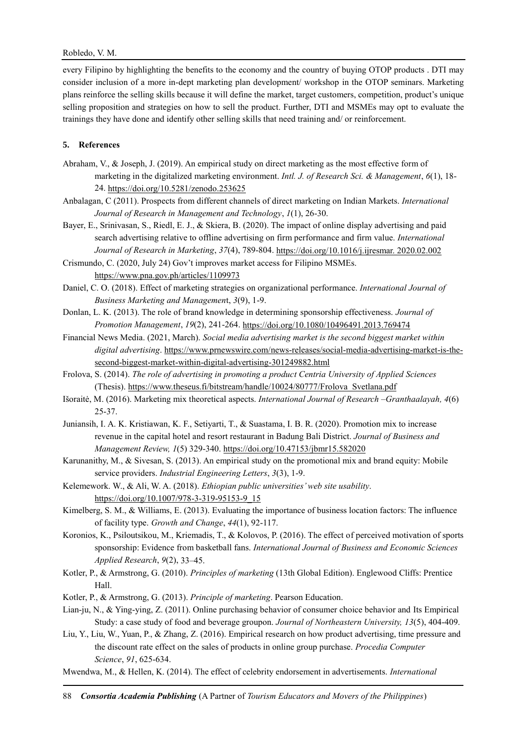every Filipino by highlighting the benefits to the economy and the country of buying OTOP products . DTI may consider inclusion of a more in-dept marketing plan development/ workshop in the OTOP seminars. Marketing plans reinforce the selling skills because it will define the market, target customers, competition, product's unique selling proposition and strategies on how to sell the product. Further, DTI and MSMEs may opt to evaluate the trainings they have done and identify other selling skills that need training and/ or reinforcement.

## 5. References

Abraham, V., & Joseph, J. (2019). An empirical study on direct marketing as the most effective form of marketing in the digitalized marketing environment. *Intl. J. of Research Sci. & Management*, *6*(1), 18-24. https://doi.org/10.5281/zenodo.253625

Anbalagan, C (2011). Prospects from different channels of direct marketing on Indian Markets. *International Journal of Research in Management and Technology*, *1*(1), 26-30.

Bayer, E., Srinivasan, S., Riedl, E. J., & Skiera, B. (2020). On the impact of online display advertising and paid search advertising relative to offline advertising on firm performance and firm value. *International Journal of Research in Marketing*, *37*(4), 789-804. https://doi.org/10.1016/j.ijresmar. 2020.02.002

Crismundo, C. (2020, July 24) Gov't improves market access for Filipino MSMEs. https://www.pna.gov.ph/articles/1109973

Daniel, C. O. (2018). Effect of marketing strategies on organizational performance. *International Journal of Business Marketing and Managemen*t, *3*(9), 1-9.

Donlan, L. K. (2013). The role of brand knowledge in determining sponsorship effectiveness. *Journal of Promotion Management*, *19*(2), 241-264. https://doi.org/10.1080/10496491.2013.769474

Financial News Media. (2021, March). *Social media advertising market is the second biggest market within digital advertising*. https://www.prnewswire.com/news-releases/social-media-advertising-market-is-the-second-biggest-market-within-digital-advertising-301249882.html

Frolova, S. (2014). *The role of advertising in promoting a product Centria University of Applied Sciences* (Thesis). https://www.theseus.fi/bitstream/handle/10024/80777/Frolova_Svetlana.pdf

Išoraitė, M. (2016). Marketing mix theoretical aspects. *International Journal of Research –Granthaalayah, 4*(6) 25-37.

Juniansih, I. A. K. Kristiawan, K. F., Setiyarti, T., & Suastama, I. B. R. (2020). Promotion mix to increase revenue in the capital hotel and resort restaurant in Badung Bali District. *Journal of Business and Management Review, 1*(5) 329-340. https://doi.org/10.47153/jbmr15.582020

Karunanithy, M., & Sivesan, S. (2013). An empirical study on the promotional mix and brand equity: Mobile service providers. *Industrial Engineering Letters*, *3*(3), 1-9.

Kelemework. W., & Ali, W. A. (2018). *Ethiopian public universities' web site usability*. https://doi.org/10.1007/978-3-319-95153-9_15

Kimelberg, S. M., & Williams, E. (2013). Evaluating the importance of business location factors: The influence of facility type. *Growth and Change*, *44*(1), 92-117.

Koronios, K., Psiloutsikou, M., Kriemadis, T., & Kolovos, P. (2016). The effect of perceived motivation of sports sponsorship: Evidence from basketball fans. *International Journal of Business and Economic Sciences Applied Research*, *9*(2), 33–45.

Kotler, P., & Armstrong, G. (2010). *Principles of marketing* (13th Global Edition). Englewood Cliffs: Prentice Hall.

Kotler, P., & Armstrong, G. (2013). *Principle of marketing*. Pearson Education.

Lian-ju, N., & Ying-ying, Z. (2011). Online purchasing behavior of consumer choice behavior and Its Empirical Study: a case study of food and beverage groupon. *Journal of Northeastern University, 13*(5), 404-409.

Liu, Y., Liu, W., Yuan, P., & Zhang, Z. (2016). Empirical research on how product advertising, time pressure and the discount rate effect on the sales of products in online group purchase. *Procedia Computer Science*, *91*, 625-634.

Mwendwa, M., & Hellen, K. (2014). The effect of celebrity endorsement in advertisements. *International*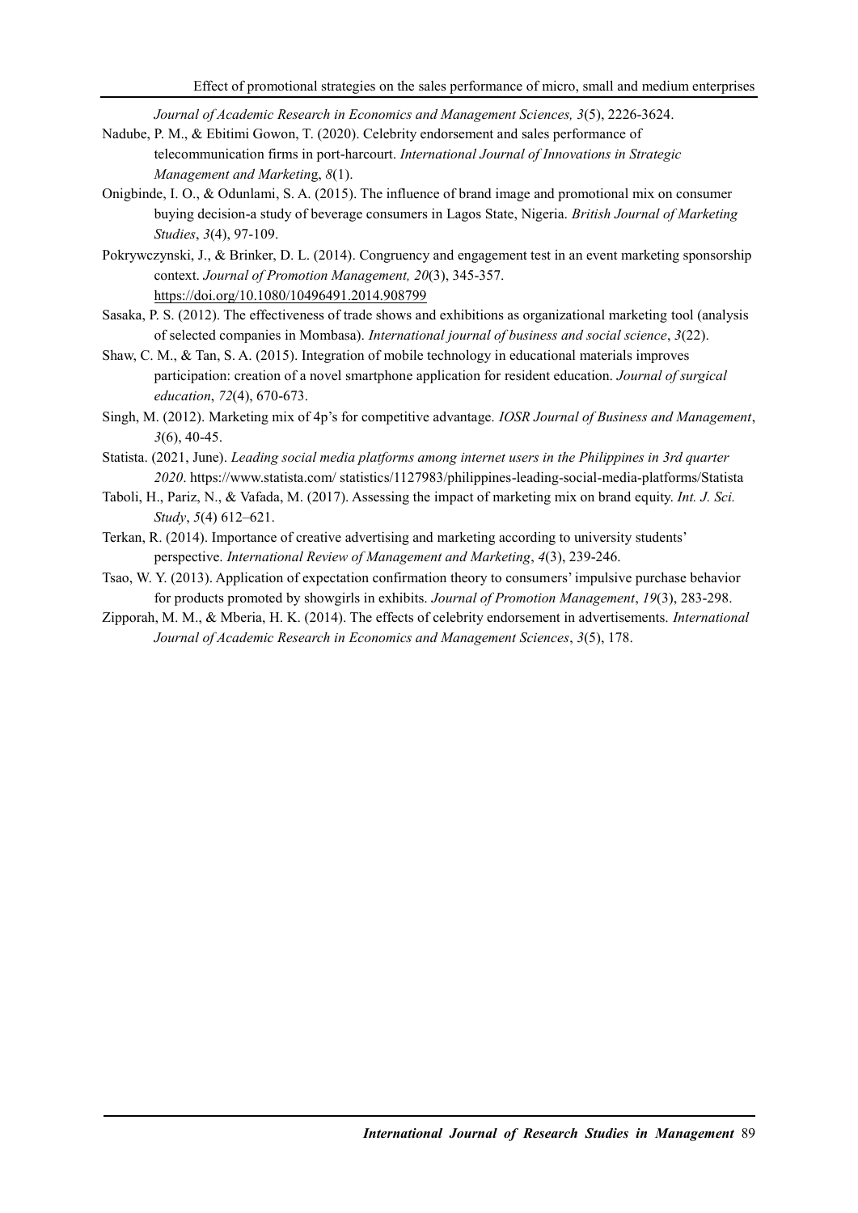*Journal of Academic Research in Economics and Management Sciences, 3*(5), 2226-3624.

Nadube, P. M., & Ebitimi Gowon, T. (2020). Celebrity endorsement and sales performance of telecommunication firms in port-harcourt. *International Journal of Innovations in Strategic Management and Marketin*g, *8*(1).

Onigbinde, I. O., & Odunlami, S. A. (2015). The influence of brand image and promotional mix on consumer buying decision-a study of beverage consumers in Lagos State, Nigeria. *British Journal of Marketing Studies*, *3*(4), 97-109.

Pokrywczynski, J., & Brinker, D. L. (2014). Congruency and engagement test in an event marketing sponsorship context. *Journal of Promotion Management, 20*(3), 345-357. https://doi.org/10.1080/10496491.2014.908799

Sasaka, P. S. (2012). The effectiveness of trade shows and exhibitions as organizational marketing tool (analysis of selected companies in Mombasa). *International journal of business and social science*, *3*(22).

Shaw, C. M., & Tan, S. A. (2015). Integration of mobile technology in educational materials improves participation: creation of a novel smartphone application for resident education. *Journal of surgical education*, *72*(4), 670-673.

Singh, M. (2012). Marketing mix of 4p's for competitive advantage. *IOSR Journal of Business and Management*, *3*(6), 40-45.

Statista. (2021, June). *Leading social media platforms among internet users in the Philippines in 3rd quarter 2020*. https://www.statista.com/ statistics/1127983/philippines-leading-social-media-platforms/Statista

Taboli, H., Pariz, N., & Vafada, M. (2017). Assessing the impact of marketing mix on brand equity. *Int. J. Sci. Study*, *5*(4) 612–621.

Terkan, R. (2014). Importance of creative advertising and marketing according to university students' perspective. *International Review of Management and Marketing*, *4*(3), 239-246.

Tsao, W. Y. (2013). Application of expectation confirmation theory to consumers' impulsive purchase behavior for products promoted by showgirls in exhibits. *Journal of Promotion Management*, *19*(3), 283-298.

Zipporah, M. M., & Mberia, H. K. (2014). The effects of celebrity endorsement in advertisements. *International Journal of Academic Research in Economics and Management Sciences*, *3*(5), 178.